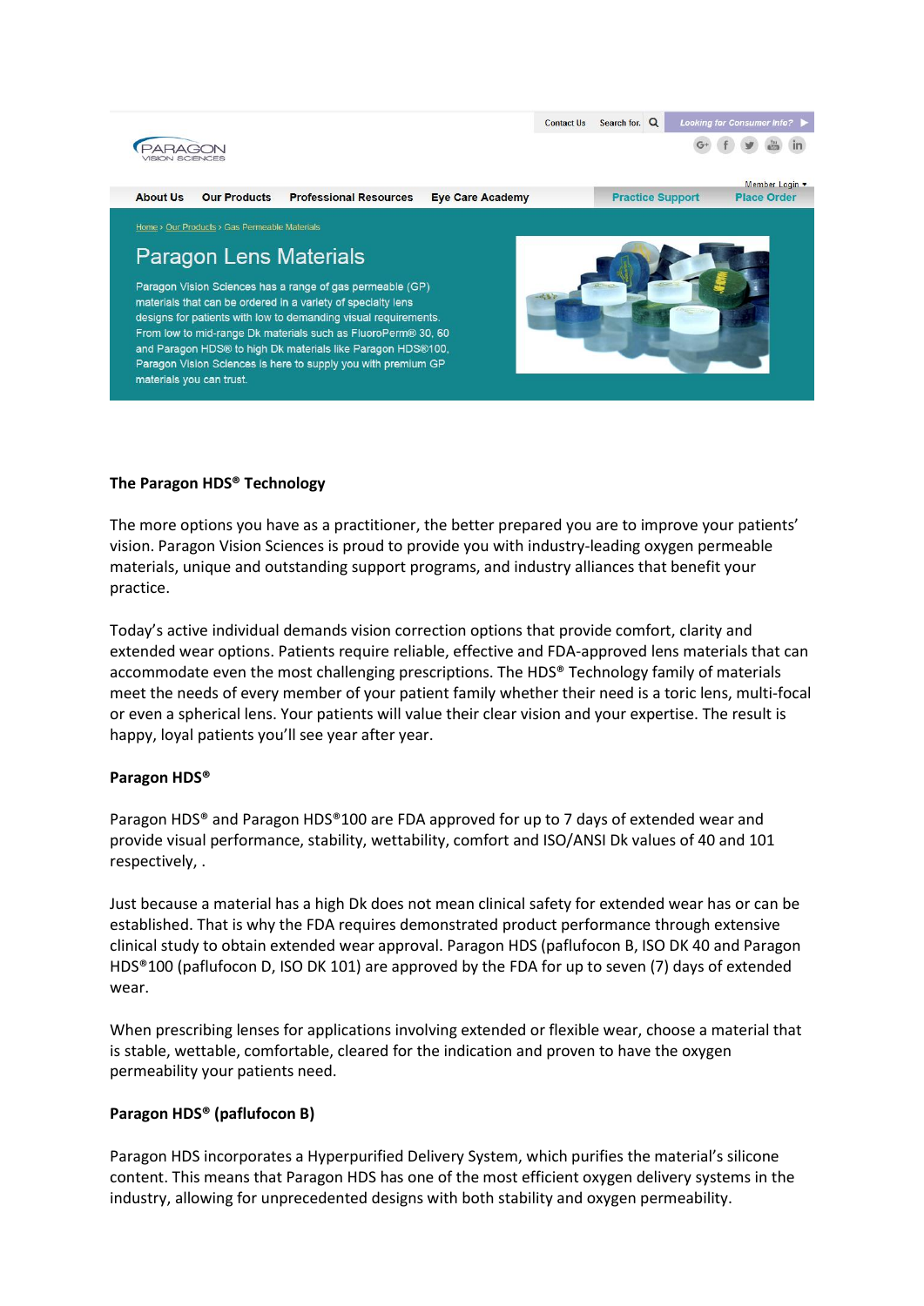Contact Us Search for. Looking for Consumer Info?

PARAGON VISION SCIENCES

Member Login

About Us | Our Products | Professional Resources | Eye Care Academy | Practice Support | Place Order

Home > Our Products > Gas Permeable Materials

# Paragon Lens Materials

Paragon Vision Sciences has a range of gas permeable (GP) materials that can be ordered in a variety of specialty lens designs for patients with low to demanding visual requirements. From low to mid-range Dk materials such as FluoroPerm® 30, 60 and Paragon HDS® to high Dk materials like Paragon HDS®100, Paragon Vision Sciences is here to supply you with premium GP materials you can trust.

**The Paragon HDS® Technology**

The more options you have as a practitioner, the better prepared you are to improve your patients' vision. Paragon Vision Sciences is proud to provide you with industry-leading oxygen permeable materials, unique and outstanding support programs, and industry alliances that benefit your practice.

Today's active individual demands vision correction options that provide comfort, clarity and extended wear options. Patients require reliable, effective and FDA-approved lens materials that can accommodate even the most challenging prescriptions. The HDS® Technology family of materials meet the needs of every member of your patient family whether their need is a toric lens, multi-focal or even a spherical lens. Your patients will value their clear vision and your expertise. The result is happy, loyal patients you'll see year after year.

**Paragon HDS®**

Paragon HDS® and Paragon HDS®100 are FDA approved for up to 7 days of extended wear and provide visual performance, stability, wettability, comfort and ISO/ANSI Dk values of 40 and 101 respectively, .

Just because a material has a high Dk does not mean clinical safety for extended wear has or can be established. That is why the FDA requires demonstrated product performance through extensive clinical study to obtain extended wear approval. Paragon HDS (paflufocon B, ISO DK 40 and Paragon HDS®100 (paflufocon D, ISO DK 101) are approved by the FDA for up to seven (7) days of extended wear.

When prescribing lenses for applications involving extended or flexible wear, choose a material that is stable, wettable, comfortable, cleared for the indication and proven to have the oxygen permeability your patients need.

**Paragon HDS® (paflufocon B)**

Paragon HDS incorporates a Hyperpurified Delivery System, which purifies the material's silicone content. This means that Paragon HDS has one of the most efficient oxygen delivery systems in the industry, allowing for unprecedented designs with both stability and oxygen permeability.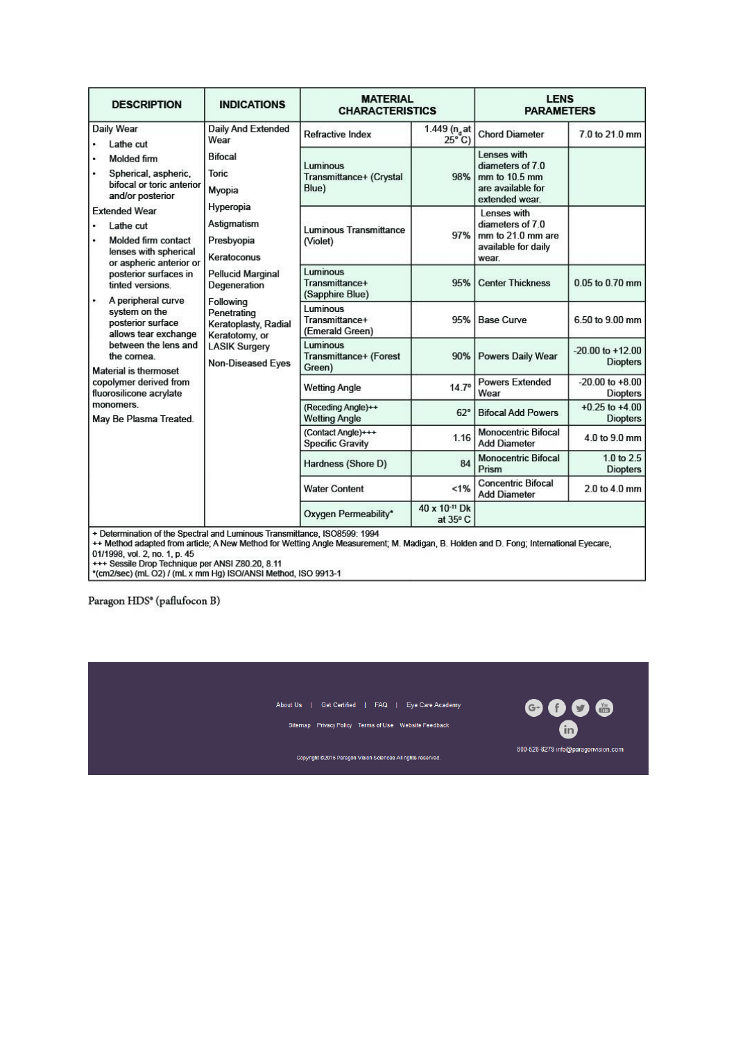| DESCRIPTION | INDICATIONS | MATERIAL CHARACTERISTICS | | LENS PARAMETERS | |
|---|---|---|---|---|---|
| Daily Wear<br>• Lathe cut<br>• Molded firm<br>• Spherical, aspheric, bifocal or toric anterior and/or posterior<br>Extended Wear<br>• Lathe cut<br>• Molded firm contact lenses with spherical or aspheric anterior or posterior surfaces in tinted versions.<br>• A peripheral curve system on the posterior surface allows tear exchange between the lens and the cornea.<br>Material is thermoset copolymer derived from fluorosilicone acrylate monomers.<br>May Be Plasma Treated. | Daily And Extended Wear<br>Bifocal<br>Toric<br>Myopia<br>Hyperopia<br>Astigmatism<br>Presbyopia<br>Keratoconus<br>Pellucid Marginal Degeneration<br>Following Penetrating Keratoplasty, Radial Keratotomy, or LASIK Surgery<br>Non-Diseased Eyes | Refractive Index | 1.449 ($n_d$ at 25° C) | Chord Diameter | 7.0 to 21.0 mm |
| | | Luminous Transmittance+ (Crystal Blue) | 98% | Lenses with diameters of 7.0 mm to 10.5 mm are available for extended wear. | |
| | | Luminous Transmittance (Violet) | 97% | Lenses with diameters of 7.0 mm to 21.0 mm are available for daily wear. | |
| | | Luminous Transmittance+ (Sapphire Blue) | 95% | Center Thickness | 0.05 to 0.70 mm |
| | | Luminous Transmittance+ (Emerald Green) | 95% | Base Curve | 6.50 to 9.00 mm |
| | | Luminous Transmittance+ (Forest Green) | 90% | Powers Daily Wear | -20.00 to +12.00 Diopters |
| | | Wetting Angle | 14.7° | Powers Extended Wear | -20.00 to +8.00 Diopters |
| | | (Receding Angle)++ Wetting Angle | 62° | Bifocal Add Powers | +0.25 to +4.00 Diopters |
| | | (Contact Angle)+++ Specific Gravity | 1.16 | Monocentric Bifocal Add Diameter | 4.0 to 9.0 mm |
| | | Hardness (Shore D) | 84 | Monocentric Bifocal Prism | 1.0 to 2.5 Diopters |
| | | Water Content | <1% | Concentric Bifocal Add Diameter | 2.0 to 4.0 mm |
| | | Oxygen Permeability* | 40 x $10^{-11}$ Dk at 35° C | | |

+ Determination of the Spectral and Luminous Transmittance, ISO8599: 1994
++ Method adapted from article; A New Method for Wetting Angle Measurement; M. Madigan, B. Holden and D. Fong; International Eyecare, 01/1998, vol. 2, no. 1, p. 45
+++ Sessile Drop Technique per ANSI Z80.20, 8.11
*(cm2/sec) (mL O2) / (mL x mm Hg) ISO/ANSI Method, ISO 9913-1

Paragon HDS® (paflufocon B)

About Us | Get Certified | FAQ | Eye Care Academy

Sitemap Privacy Policy Terms of Use Website Feedback

Copyright ©2016 Paragon Vision Sciences All rights reserved.

800-528-8279 info@paragonvision.com